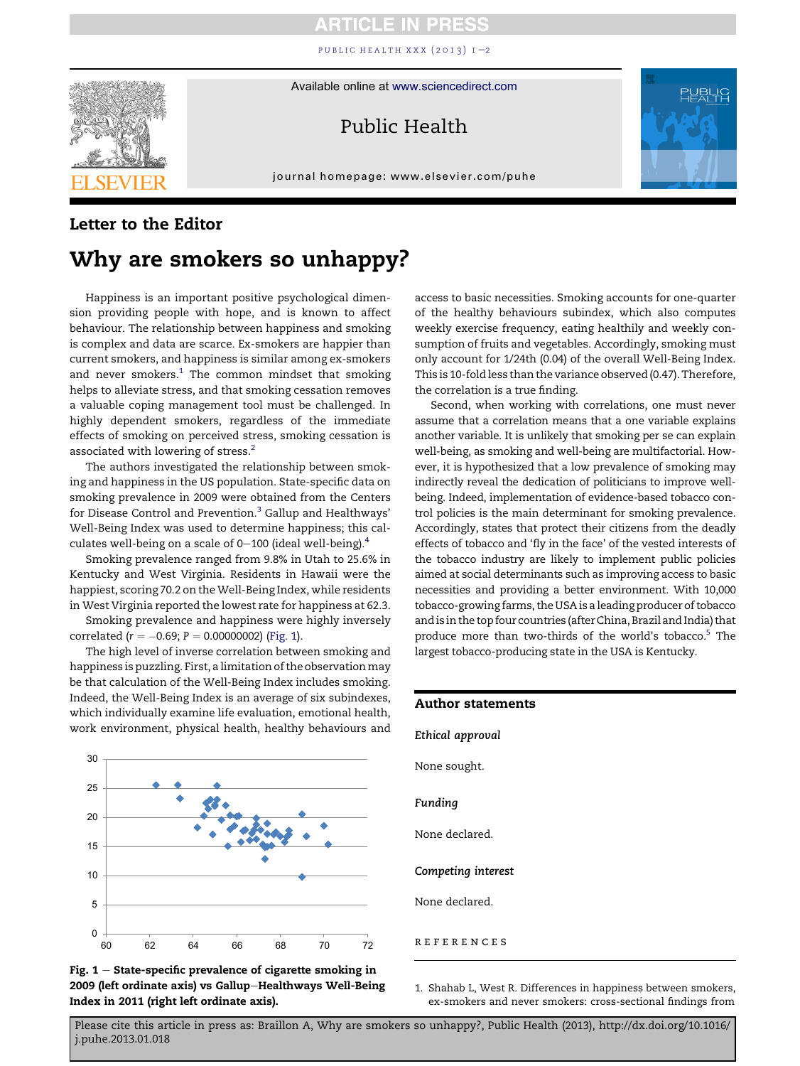Letter to the Editor

# Why are smokers so unhappy?

Happiness is an important positive psychological dimension providing people with hope, and is known to affect behaviour. The relationship between happiness and smoking is complex and data are scarce. Ex-smokers are happier than current smokers, and happiness is similar among ex-smokers and never smokers.[1] The common mindset that smoking helps to alleviate stress, and that smoking cessation removes a valuable coping management tool must be challenged. In highly dependent smokers, regardless of the immediate effects of smoking on perceived stress, smoking cessation is associated with lowering of stress.[2]

The authors investigated the relationship between smoking and happiness in the US population. State-specific data on smoking prevalence in 2009 were obtained from the Centers for Disease Control and Prevention.[3] Gallup and Healthways' Well-Being Index was used to determine happiness; this calculates well-being on a scale of 0–100 (ideal well-being).[4]

Smoking prevalence ranged from 9.8% in Utah to 25.6% in Kentucky and West Virginia. Residents in Hawaii were the happiest, scoring 70.2 on the Well-Being Index, while residents in West Virginia reported the lowest rate for happiness at 62.3.

Smoking prevalence and happiness were highly inversely correlated ($r = -0.69$; $P = 0.00000002$) (Fig. 1).

The high level of inverse correlation between smoking and happiness is puzzling. First, a limitation of the observation may be that calculation of the Well-Being Index includes smoking. Indeed, the Well-Being Index is an average of six subindexes, which individually examine life evaluation, emotional health, work environment, physical health, healthy behaviours and access to basic necessities. Smoking accounts for one-quarter of the healthy behaviours subindex, which also computes weekly exercise frequency, eating healthily and weekly consumption of fruits and vegetables. Accordingly, smoking must only account for 1/24th (0.04) of the overall Well-Being Index. This is 10-fold less than the variance observed (0.47). Therefore, the correlation is a true finding.

Second, when working with correlations, one must never assume that a correlation means that a one variable explains another variable. It is unlikely that smoking per se can explain well-being, as smoking and well-being are multifactorial. However, it is hypothesized that a low prevalence of smoking may indirectly reveal the dedication of politicians to improve well-being. Indeed, implementation of evidence-based tobacco control policies is the main determinant for smoking prevalence. Accordingly, states that protect their citizens from the deadly effects of tobacco and 'fly in the face' of the vested interests of the tobacco industry are likely to implement public policies aimed at social determinants such as improving access to basic necessities and providing a better environment. With 10,000 tobacco-growing farms, the USA is a leading producer of tobacco and is in the top four countries (after China, Brazil and India) that produce more than two-thirds of the world's tobacco.[5] The largest tobacco-producing state in the USA is Kentucky.

**Fig. 1 – State-specific prevalence of cigarette smoking in 2009 (left ordinate axis) vs Gallup–Healthways Well-Being Index in 2011 (right left ordinate axis).**

## Author statements

*Ethical approval*

None sought.

*Funding*

None declared.

*Competing interest*

None declared.

## REFERENCES

1. Shahab L, West R. Differences in happiness between smokers, ex-smokers and never smokers: cross-sectional findings from

Please cite this article in press as: Braillon A, Why are smokers so unhappy?, Public Health (2013), http://dx.doi.org/10.1016/j.puhe.2013.01.018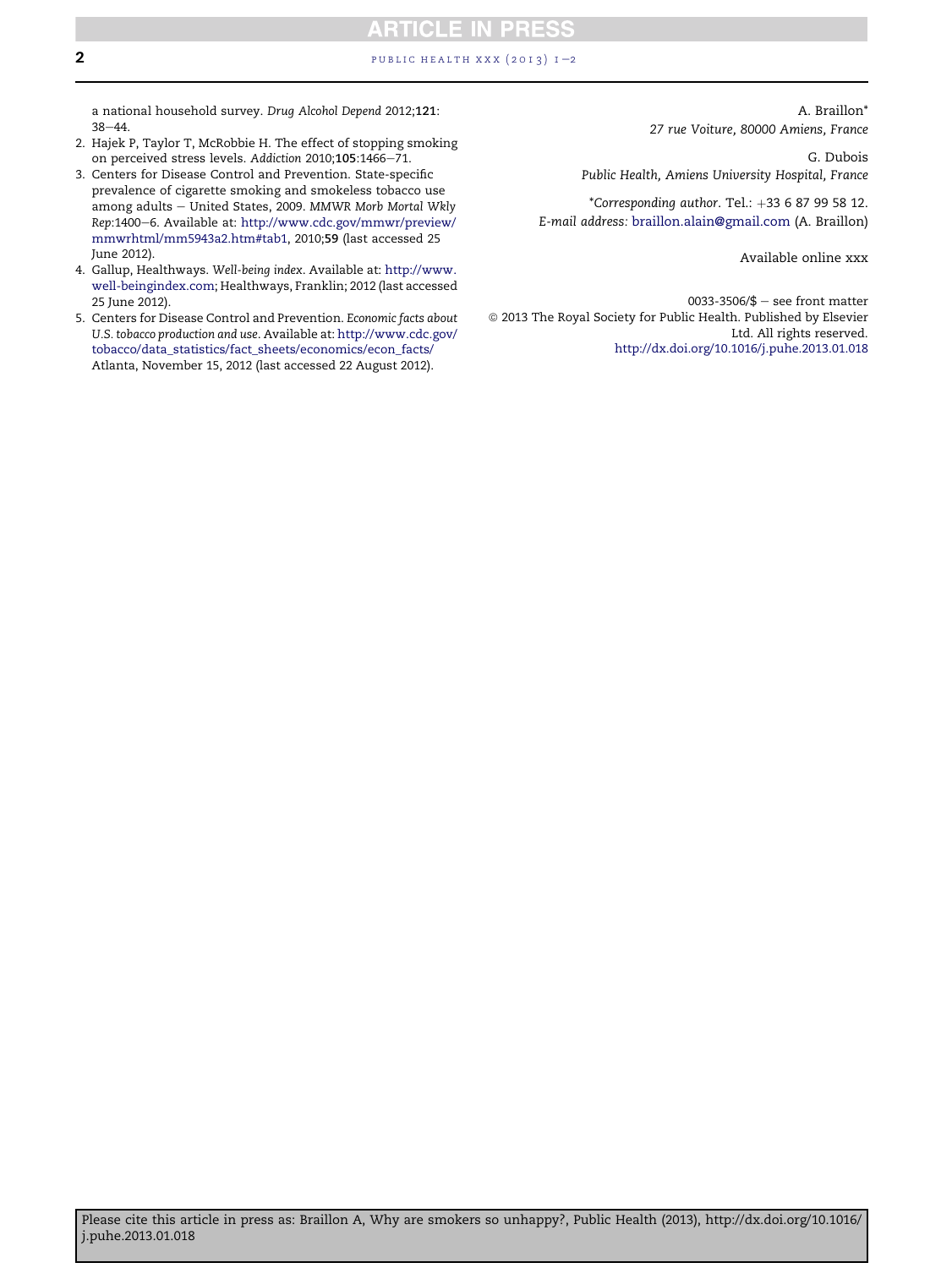a national household survey. *Drug Alcohol Depend* 2012;**121**: 38–44.

2. Hajek P, Taylor T, McRobbie H. The effect of stopping smoking on perceived stress levels. *Addiction* 2010;**105**:1466–71.
3. Centers for Disease Control and Prevention. State-specific prevalence of cigarette smoking and smokeless tobacco use among adults – United States, 2009. *MMWR Morb Mortal Wkly Rep*:1400–6. Available at: http://www.cdc.gov/mmwr/preview/mmwrhtml/mm5943a2.htm#tab1, 2010;**59** (last accessed 25 June 2012).
4. Gallup, Healthways. *Well-being index*. Available at: http://www.well-beingindex.com; Healthways, Franklin; 2012 (last accessed 25 June 2012).
5. Centers for Disease Control and Prevention. *Economic facts about U.S. tobacco production and use*. Available at: http://www.cdc.gov/tobacco/data_statistics/fact_sheets/economics/econ_facts/ Atlanta, November 15, 2012 (last accessed 22 August 2012).

A. Braillon*
*27 rue Voiture, 80000 Amiens, France*

G. Dubois
*Public Health, Amiens University Hospital, France*

*\*Corresponding author.* Tel.: +33 6 87 99 58 12.
*E-mail address:* braillon.alain@gmail.com (A. Braillon)

Available online xxx

0033-3506/$ – see front matter
© 2013 The Royal Society for Public Health. Published by Elsevier Ltd. All rights reserved.
http://dx.doi.org/10.1016/j.puhe.2013.01.018